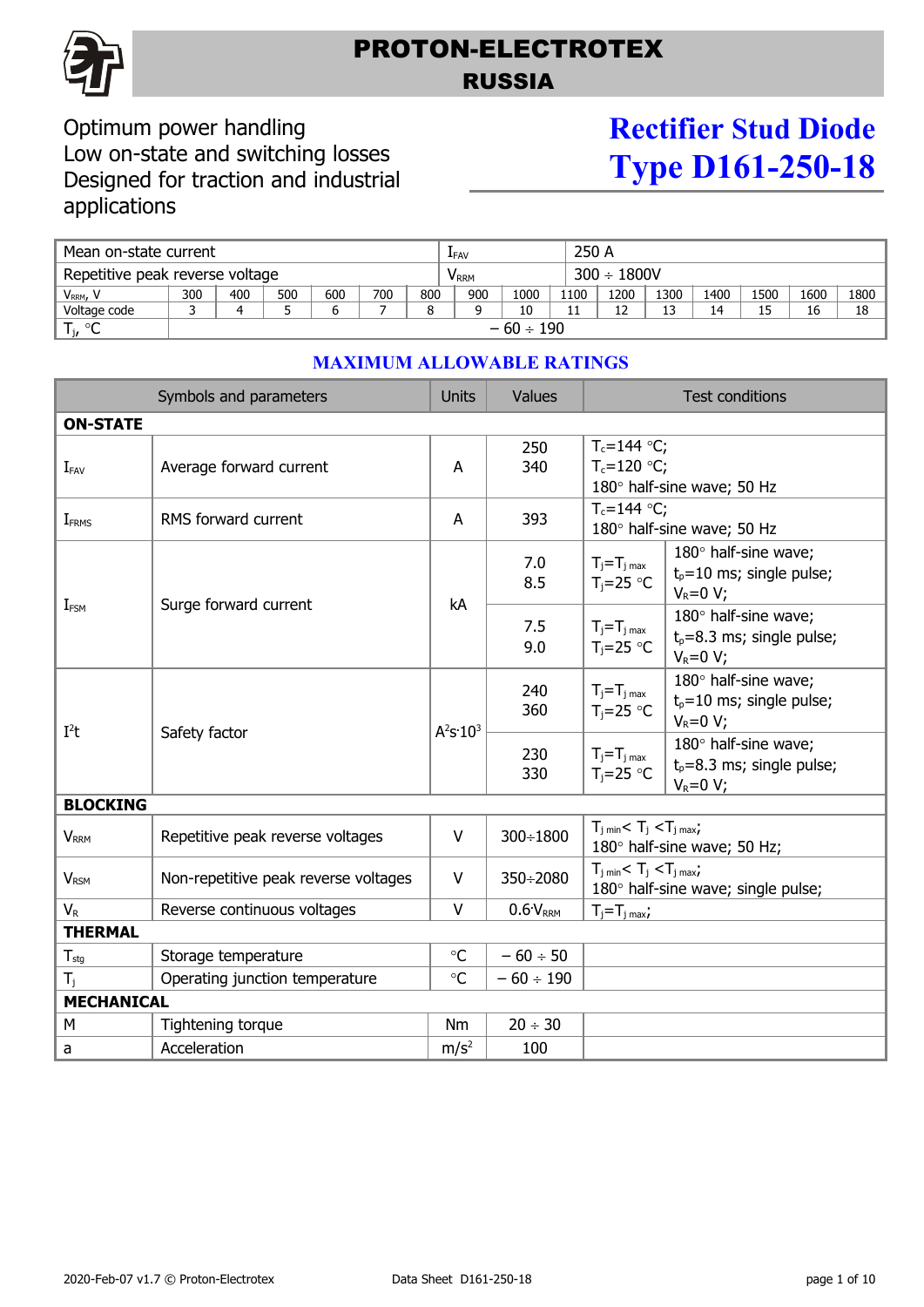# PROTON-ELECTROTEX
## RUSSIA

Optimum power handling
Low on-state and switching losses
Designed for traction and industrial applications

# Rectifier Stud Diode
# Type D161-250-18

| Mean on-state current | | | | | | | | $I_{FAV}$ | | | 250 A | | | | |
|---|---|---|---|---|---|---|---|---|---|---|---|---|---|---|---|
| Repetitive peak reverse voltage | | | | | | | | $V_{RRM}$ | | | 300 ÷ 1800V | | | | |
| $V_{RRM}$, V | 300 | 400 | 500 | 600 | 700 | 800 | 900 | 1000 | 1100 | 1200 | 1300 | 1400 | 1500 | 1600 | 1800 |
| Voltage code | 3 | 4 | 5 | 6 | 7 | 8 | 9 | 10 | 11 | 12 | 13 | 14 | 15 | 16 | 18 |
| $T_j$, °C | − 60 ÷ 190 | | | | | | | | | | | | | | |

## MAXIMUM ALLOWABLE RATINGS

| Symbols and parameters | | Units | Values | Test conditions | |
|---|---|---|---|---|---|
| **ON-STATE** | | | | | |
| $I_{FAV}$ | Average forward current | A | 250<br>340 | $T_c$=144 °C;<br>$T_c$=120 °C;<br>180° half-sine wave; 50 Hz | |
| $I_{FRMS}$ | RMS forward current | A | 393 | $T_c$=144 °C;<br>180° half-sine wave; 50 Hz | |
| $I_{FSM}$ | Surge forward current | kA | 7.0<br>8.5 | $T_j$=$T_{j\ max}$<br>$T_j$=25 °C | 180° half-sine wave;<br>$t_p$=10 ms; single pulse;<br>$V_R$=0 V; |
| | | | 7.5<br>9.0 | $T_j$=$T_{j\ max}$<br>$T_j$=25 °C | 180° half-sine wave;<br>$t_p$=8.3 ms; single pulse;<br>$V_R$=0 V; |
| $I^2t$ | Safety factor | $A^2s \cdot 10^3$ | 240<br>360 | $T_j$=$T_{j\ max}$<br>$T_j$=25 °C | 180° half-sine wave;<br>$t_p$=10 ms; single pulse;<br>$V_R$=0 V; |
| | | | 230<br>330 | $T_j$=$T_{j\ max}$<br>$T_j$=25 °C | 180° half-sine wave;<br>$t_p$=8.3 ms; single pulse;<br>$V_R$=0 V; |
| **BLOCKING** | | | | | |
| $V_{RRM}$ | Repetitive peak reverse voltages | V | 300÷1800 | $T_{j\ min}$< $T_j$ <$T_{j\ max}$;<br>180° half-sine wave; 50 Hz; | |
| $V_{RSM}$ | Non-repetitive peak reverse voltages | V | 350÷2080 | $T_{j\ min}$< $T_j$ <$T_{j\ max}$;<br>180° half-sine wave; single pulse; | |
| $V_R$ | Reverse continuous voltages | V | $0.6 \cdot V_{RRM}$ | $T_j$=$T_{j\ max}$; | |
| **THERMAL** | | | | | |
| $T_{stg}$ | Storage temperature | °C | − 60 ÷ 50 | | |
| $T_j$ | Operating junction temperature | °C | − 60 ÷ 190 | | |
| **MECHANICAL** | | | | | |
| M | Tightening torque | Nm | 20 ÷ 30 | | |
| a | Acceleration | $m/s^2$ | 100 | | |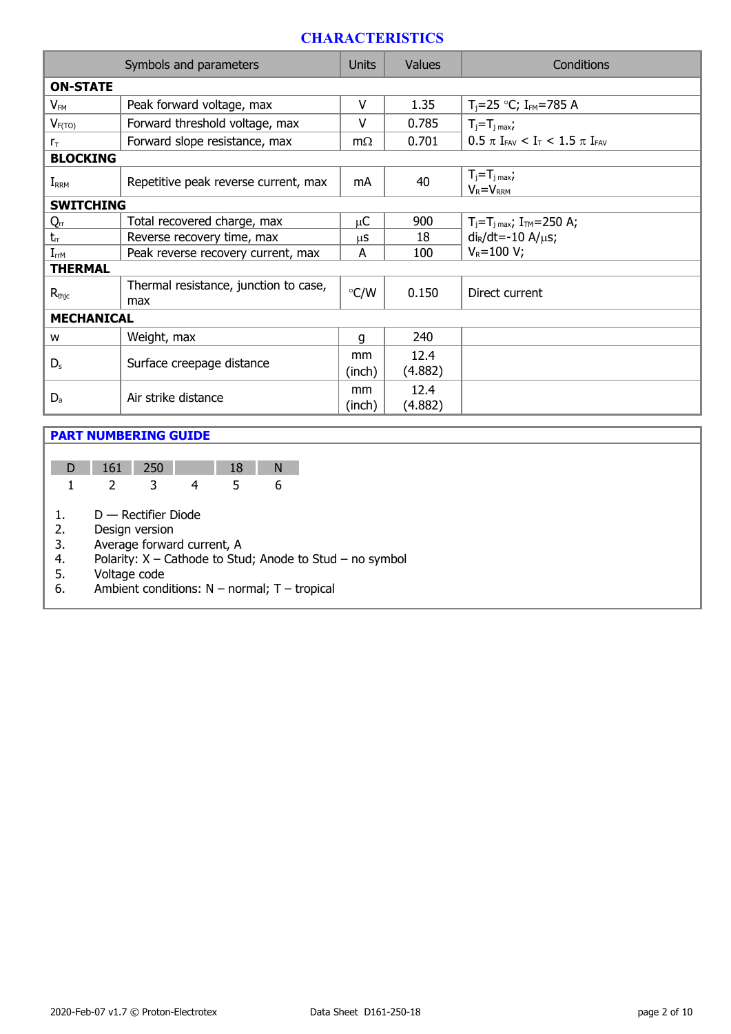## CHARACTERISTICS

| Symbols and parameters | | Units | Values | Conditions |
|---|---|---|---|---|
| **ON-STATE** | | | | |
| $V_{FM}$ | Peak forward voltage, max | V | 1.35 | $T_j$=25 °C; $I_{FM}$=785 A |
| $V_{F(TO)}$ | Forward threshold voltage, max | V | 0.785 | $T_j$=$T_{j\ max}$; |
| $r_T$ | Forward slope resistance, max | mΩ | 0.701 | 0.5 π $I_{FAV}$ < $I_T$ < 1.5 π $I_{FAV}$ |
| **BLOCKING** | | | | |
| $I_{RRM}$ | Repetitive peak reverse current, max | mA | 40 | $T_j$=$T_{j\ max}$; $V_R$=$V_{RRM}$ |
| **SWITCHING** | | | | |
| $Q_{rr}$ | Total recovered charge, max | μC | 900 | $T_j$=$T_{j\ max}$; $I_{TM}$=250 A; |
| $t_{rr}$ | Reverse recovery time, max | μs | 18 | $di_R/dt$=-10 A/μs; |
| $I_{rrM}$ | Peak reverse recovery current, max | A | 100 | $V_R$=100 V; |
| **THERMAL** | | | | |
| $R_{thjc}$ | Thermal resistance, junction to case, max | °C/W | 0.150 | Direct current |
| **MECHANICAL** | | | | |
| w | Weight, max | g | 240 | |
| $D_s$ | Surface creepage distance | mm (inch) | 12.4 (4.882) | |
| $D_a$ | Air strike distance | mm (inch) | 12.4 (4.882) | |

## PART NUMBERING GUIDE

| D | 161 | 250 | | 18 | N |
|---|---|---|---|---|---|
| 1 | 2 | 3 | 4 | 5 | 6 |

1. D — Rectifier Diode
2. Design version
3. Average forward current, A
4. Polarity: X – Cathode to Stud; Anode to Stud – no symbol
5. Voltage code
6. Ambient conditions: N – normal; T – tropical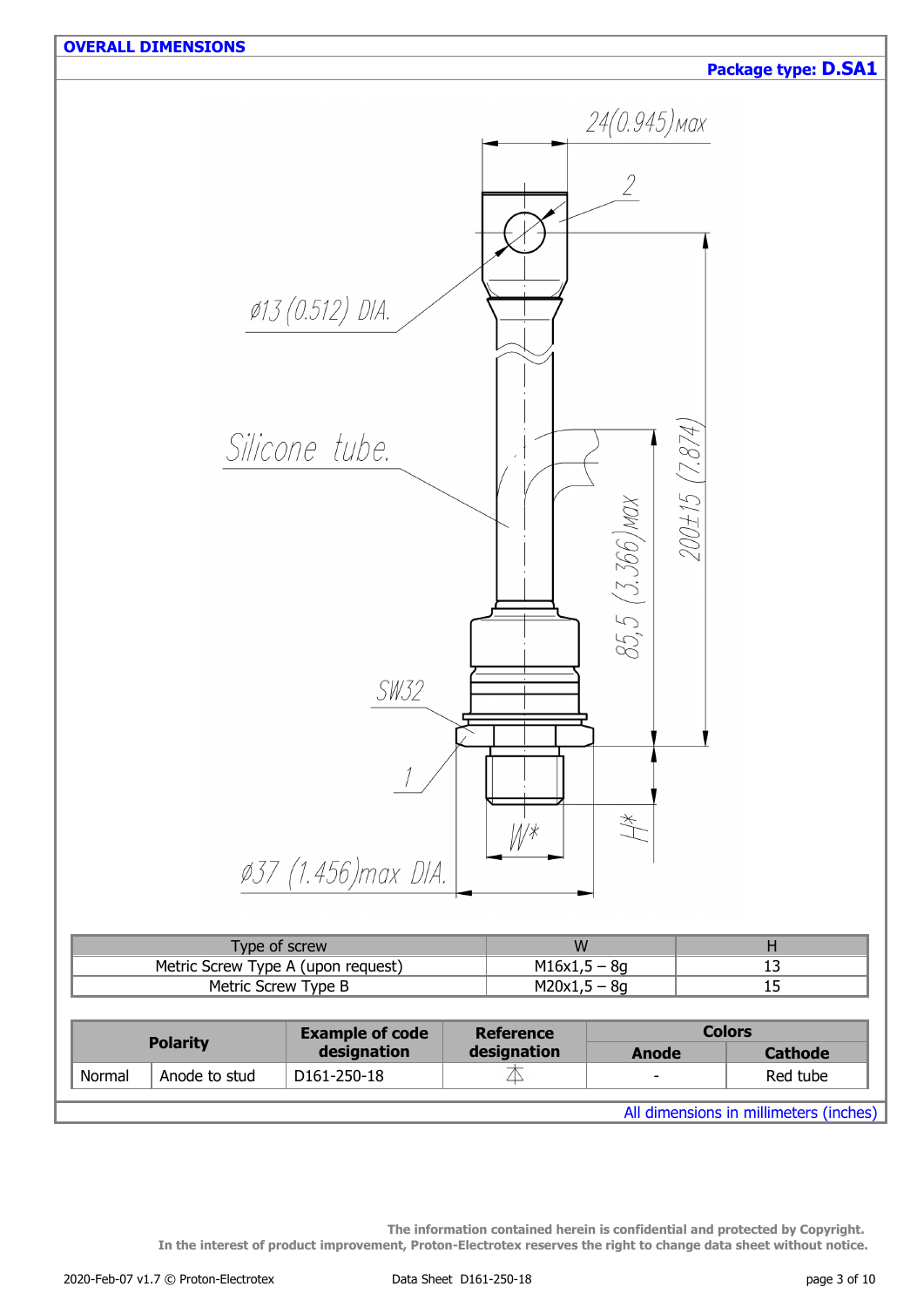## OVERALL DIMENSIONS

**Package type: D.SA1**

24(0.945)max

2

Ø13 (0.512) DIA.

Silicone tube.

85,5 (3.366)max

200±15 (7.874)

SW32

1

W*

H*

Ø37 (1.456)max DIA.

| Type of screw | W | H |
|---|---|---|
| Metric Screw Type A (upon request) | M16x1,5 – 8g | 13 |
| Metric Screw Type B | M20x1,5 – 8g | 15 |

| Polarity | | Example of code designation | Reference designation | Colors | |
|---|---|---|---|---|---|
| | | | | Anode | Cathode |
| Normal | Anode to stud | D161-250-18 | ⏄ | - | Red tube |

All dimensions in millimeters (inches)

**The information contained herein is confidential and protected by Copyright.**
**In the interest of product improvement, Proton-Electrotex reserves the right to change data sheet without notice.**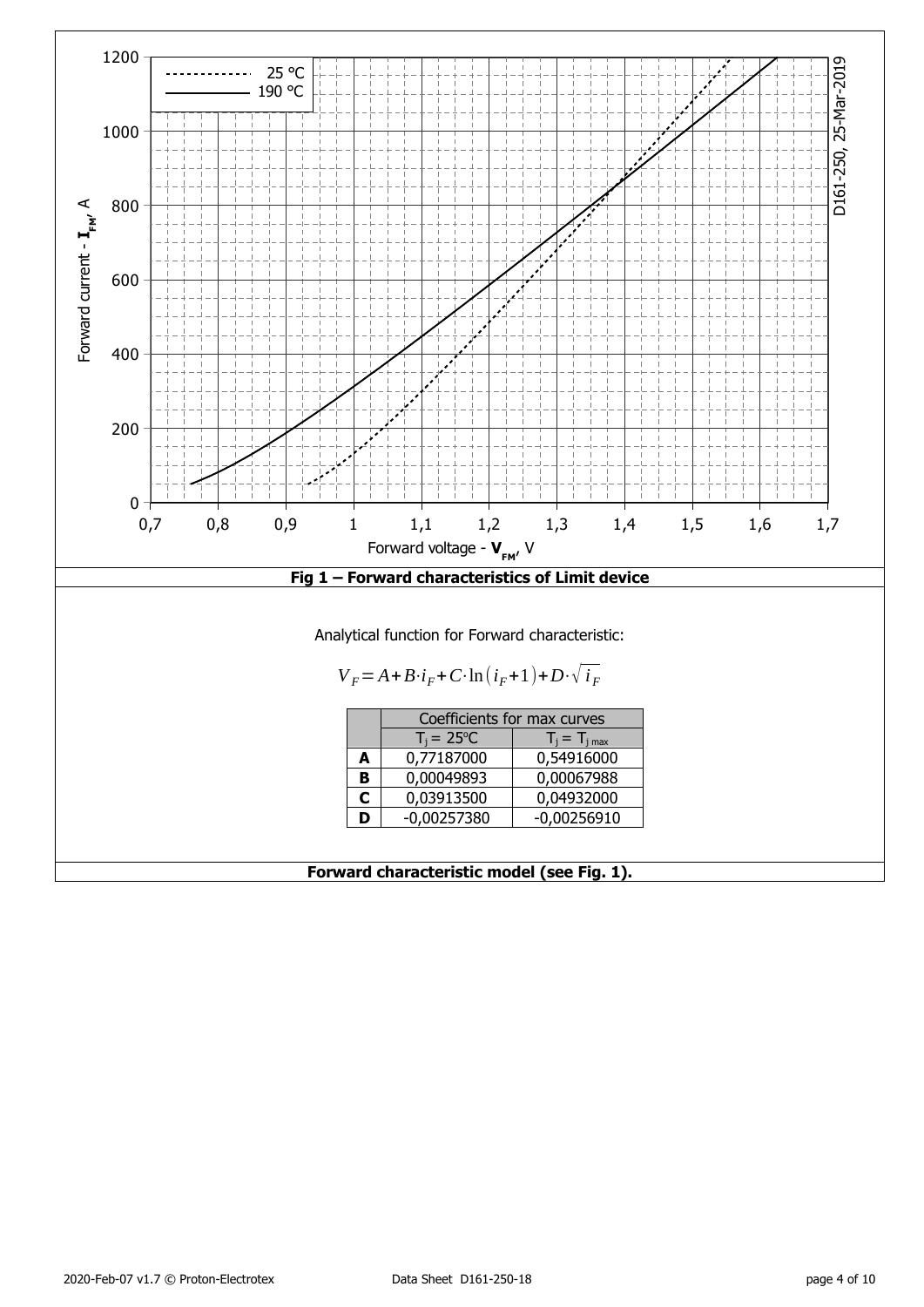Fig 1 – Forward characteristics of Limit device

Analytical function for Forward characteristic:

$$V_F = A + B \cdot i_F + C \cdot \ln(i_F + 1) + D \cdot \sqrt{i_F}$$

| | Coefficients for max curves | |
|---|---|---|
| | $T_j$ = 25°C | $T_j = T_{j\,max}$ |
| **A** | 0,77187000 | 0,54916000 |
| **B** | 0,00049893 | 0,00067988 |
| **C** | 0,03913500 | 0,04932000 |
| **D** | -0,00257380 | -0,00256910 |

**Forward characteristic model (see Fig. 1).**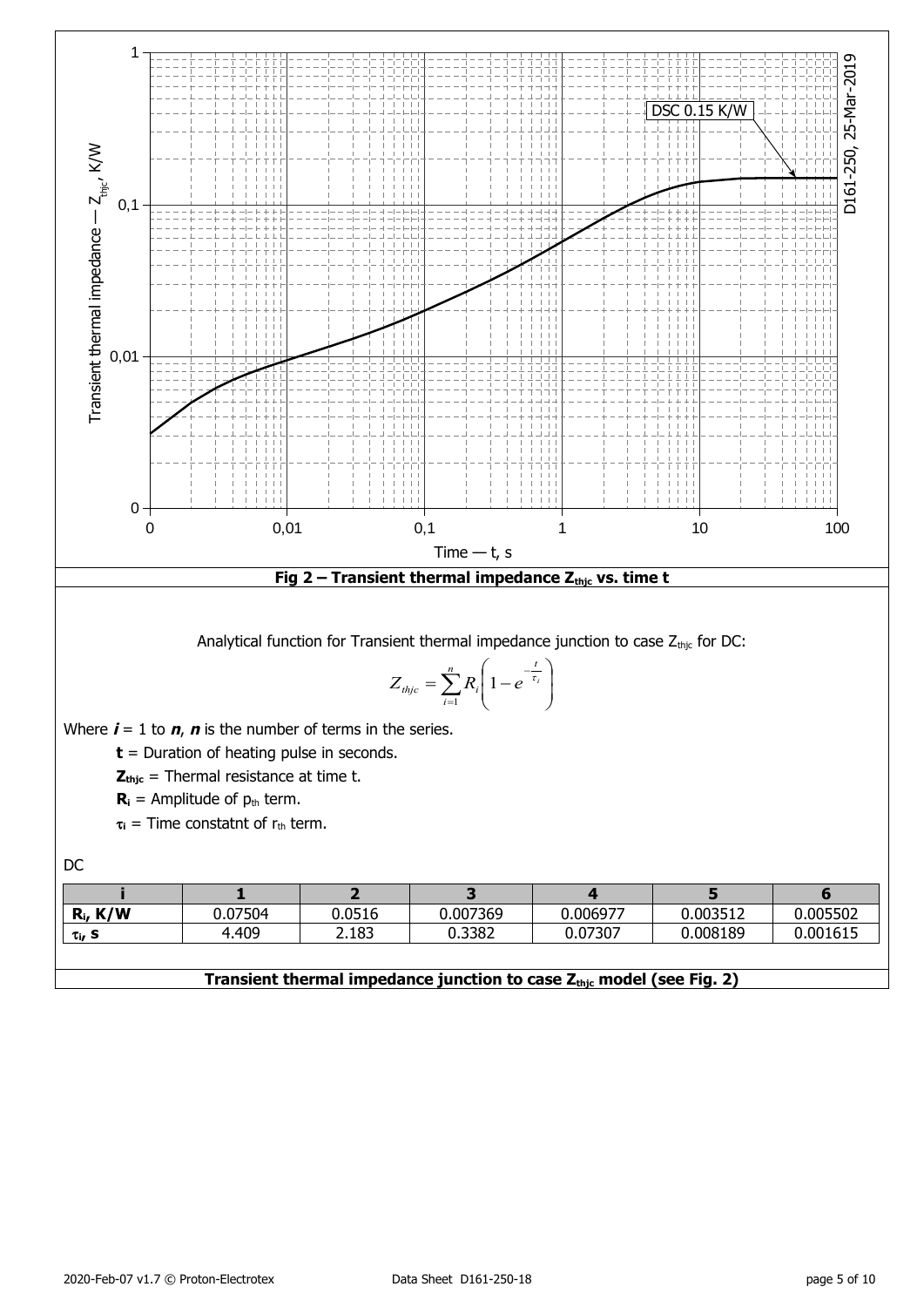**Fig 2 – Transient thermal impedance $Z_{thjc}$ vs. time t**

Analytical function for Transient thermal impedance junction to case $Z_{thjc}$ for DC:

$$Z_{thjc} = \sum_{i=1}^{n} R_i \left(1 - e^{-\frac{t}{\tau_i}}\right)$$

Where $i$ = 1 to $n$, $n$ is the number of terms in the series.

- **t** = Duration of heating pulse in seconds.
- $Z_{thjc}$ = Thermal resistance at time t.
- $R_i$ = Amplitude of $p_{th}$ term.
- $\tau_i$ = Time constatnt of $r_{th}$ term.

DC

| i | 1 | 2 | 3 | 4 | 5 | 6 |
|---|---|---|---|---|---|---|
| $R_i$, K/W | 0.07504 | 0.0516 | 0.007369 | 0.006977 | 0.003512 | 0.005502 |
| $\tau_i$, s | 4.409 | 2.183 | 0.3382 | 0.07307 | 0.008189 | 0.001615 |

**Transient thermal impedance junction to case $Z_{thjc}$ model (see Fig. 2)**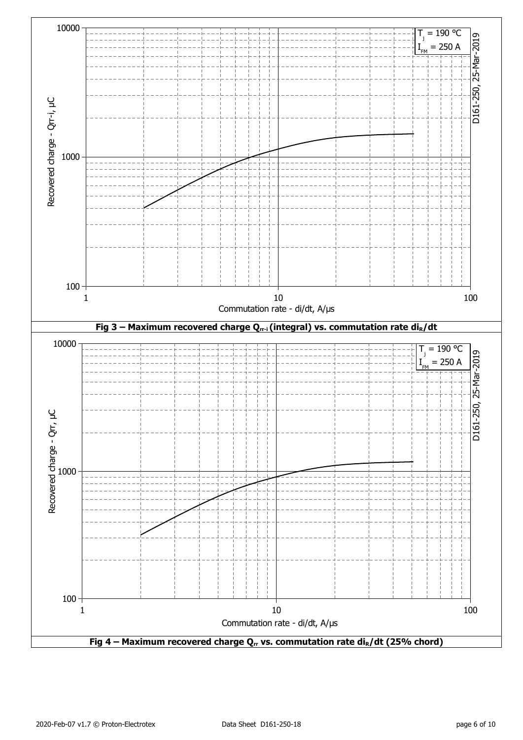**Fig 3 – Maximum recovered charge $Q_{rr\text{-}i}$ (integral) vs. commutation rate $di_R/dt$**

**Fig 4 – Maximum recovered charge $Q_{rr}$ vs. commutation rate $di_R/dt$ (25% chord)**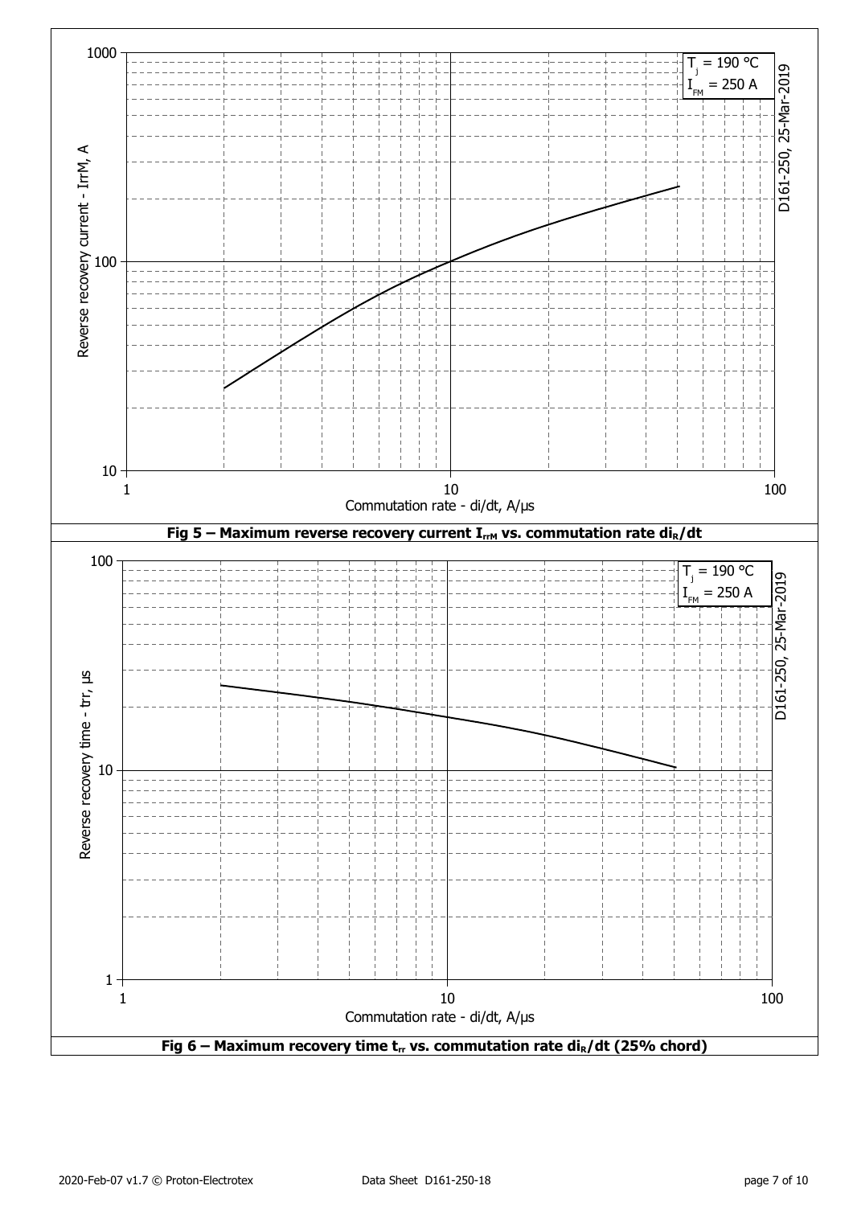Fig 5 – Maximum reverse recovery current $I_{rrM}$ vs. commutation rate $di_R/dt$

Fig 6 – Maximum recovery time $t_{rr}$ vs. commutation rate $di_R/dt$ (25% chord)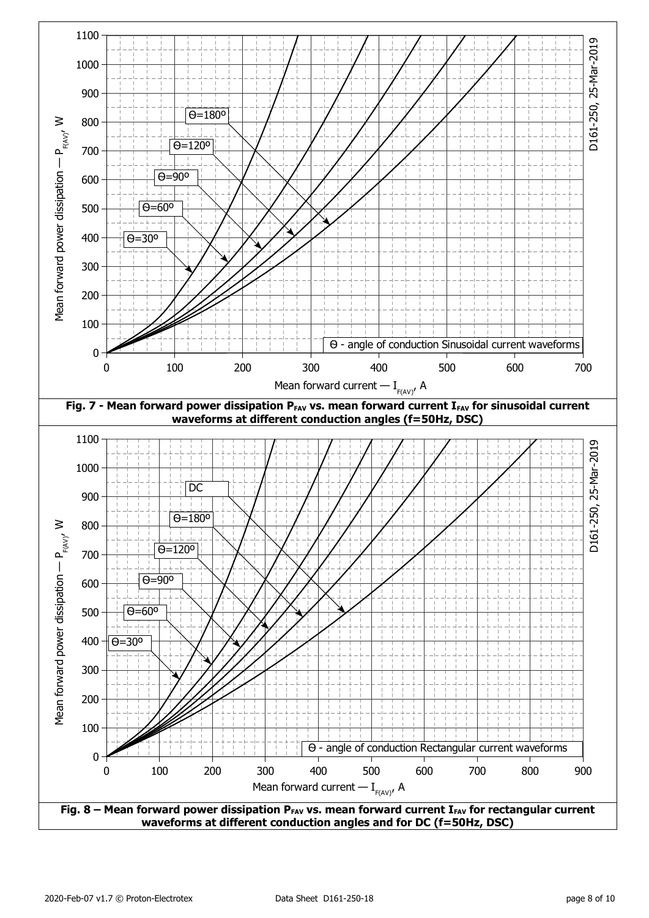Fig. 7 - Mean forward power dissipation $P_{FAV}$ vs. mean forward current $I_{FAV}$ for sinusoidal current waveforms at different conduction angles (f=50Hz, DSC)

Fig. 8 – Mean forward power dissipation $P_{FAV}$ vs. mean forward current $I_{FAV}$ for rectangular current waveforms at different conduction angles and for DC (f=50Hz, DSC)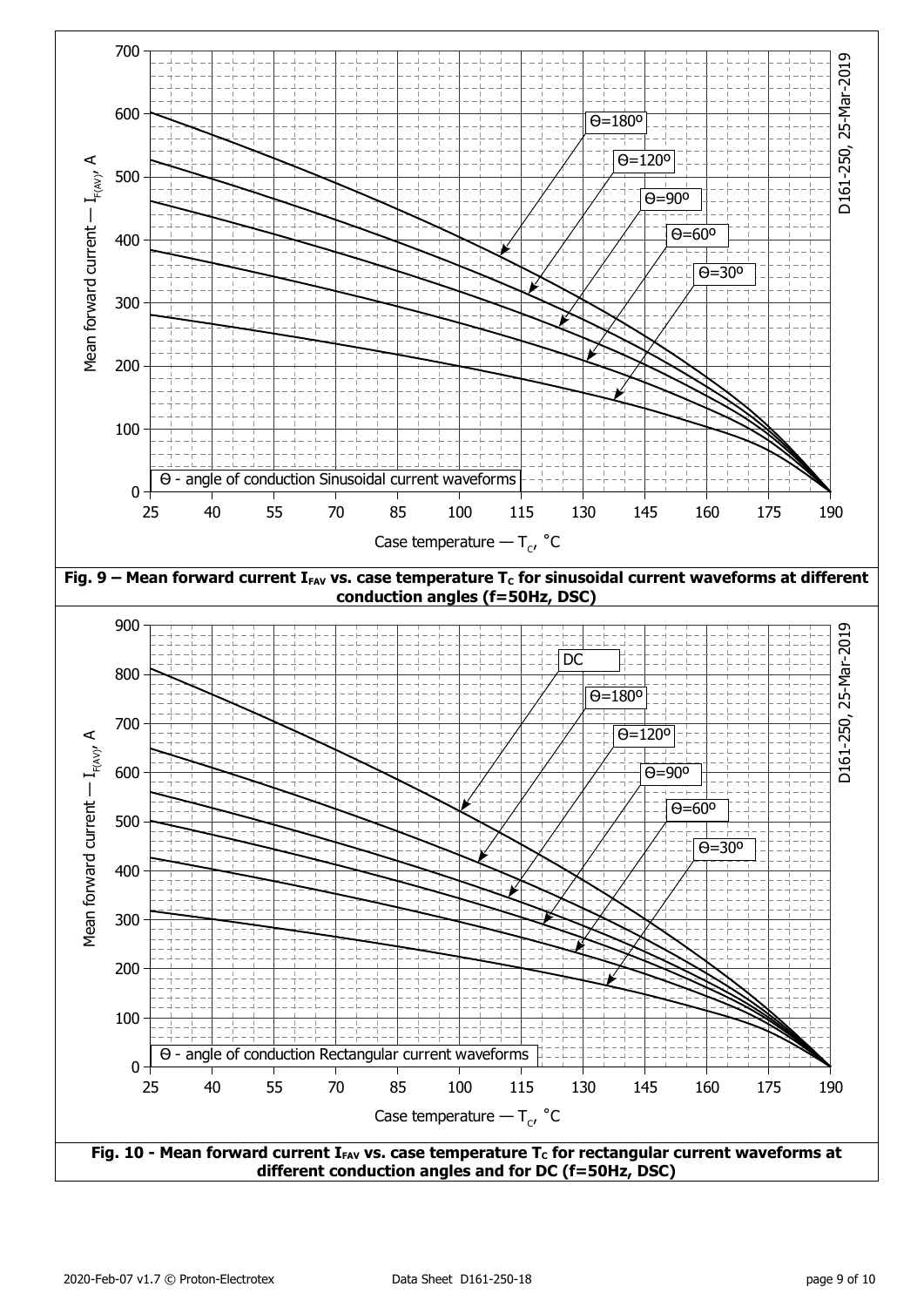Fig. 9 – Mean forward current $I_{FAV}$ vs. case temperature $T_C$ for sinusoidal current waveforms at different conduction angles (f=50Hz, DSC)

Fig. 10 - Mean forward current $I_{FAV}$ vs. case temperature $T_C$ for rectangular current waveforms at different conduction angles and for DC (f=50Hz, DSC)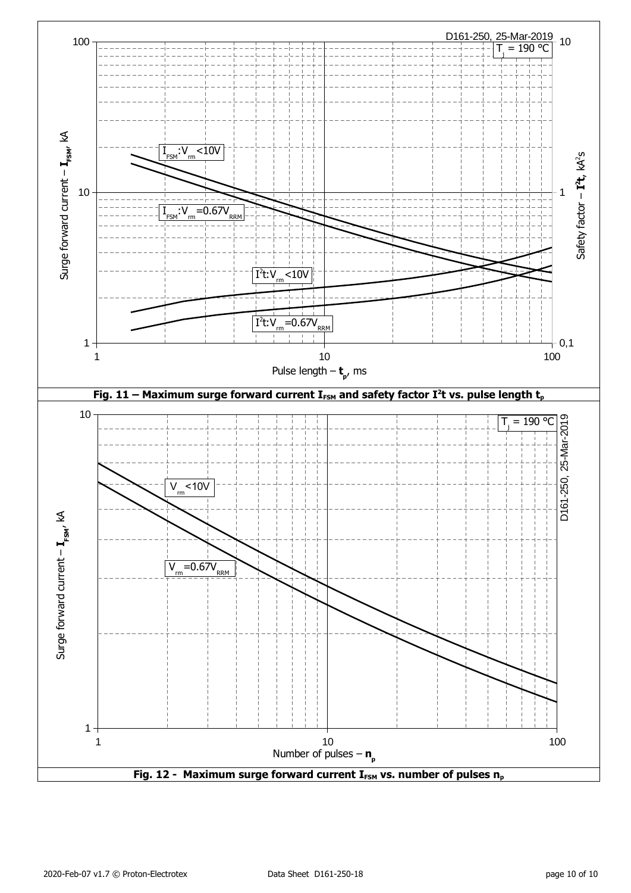D161-250, 25-Mar-2019

$T_j$ = 190 °C

Surge forward current – $\mathbf{I_{FSM}}$, kA

Safety factor – $\mathbf{I^2t}$, kA²s

$I_{FSM}$:$V_{rm}$<10V

$I_{FSM}$:$V_{rm}$=0.67$V_{RRM}$

$I^2t$:$V_{rm}$<10V

$I^2t$:$V_{rm}$=0.67$V_{RRM}$

100

10

1

10

1

0,1

1

10

100

Pulse length – $\mathbf{t_p}$, ms

**Fig. 11 – Maximum surge forward current $I_{FSM}$ and safety factor $I^2t$ vs. pulse length $t_p$**

$T_j$ = 190 °C

D161-250, 25-Mar-2019

Surge forward current – $\mathbf{I_{FSM}}$, kA

$V_{rm}$<10V

$V_{rm}$=0.67$V_{RRM}$

10

1

1

10

100

Number of pulses – $\mathbf{n_p}$

**Fig. 12 - Maximum surge forward current $I_{FSM}$ vs. number of pulses $n_p$**

2020-Feb-07 v1.7 © Proton-Electrotex

Data Sheet D161-250-18